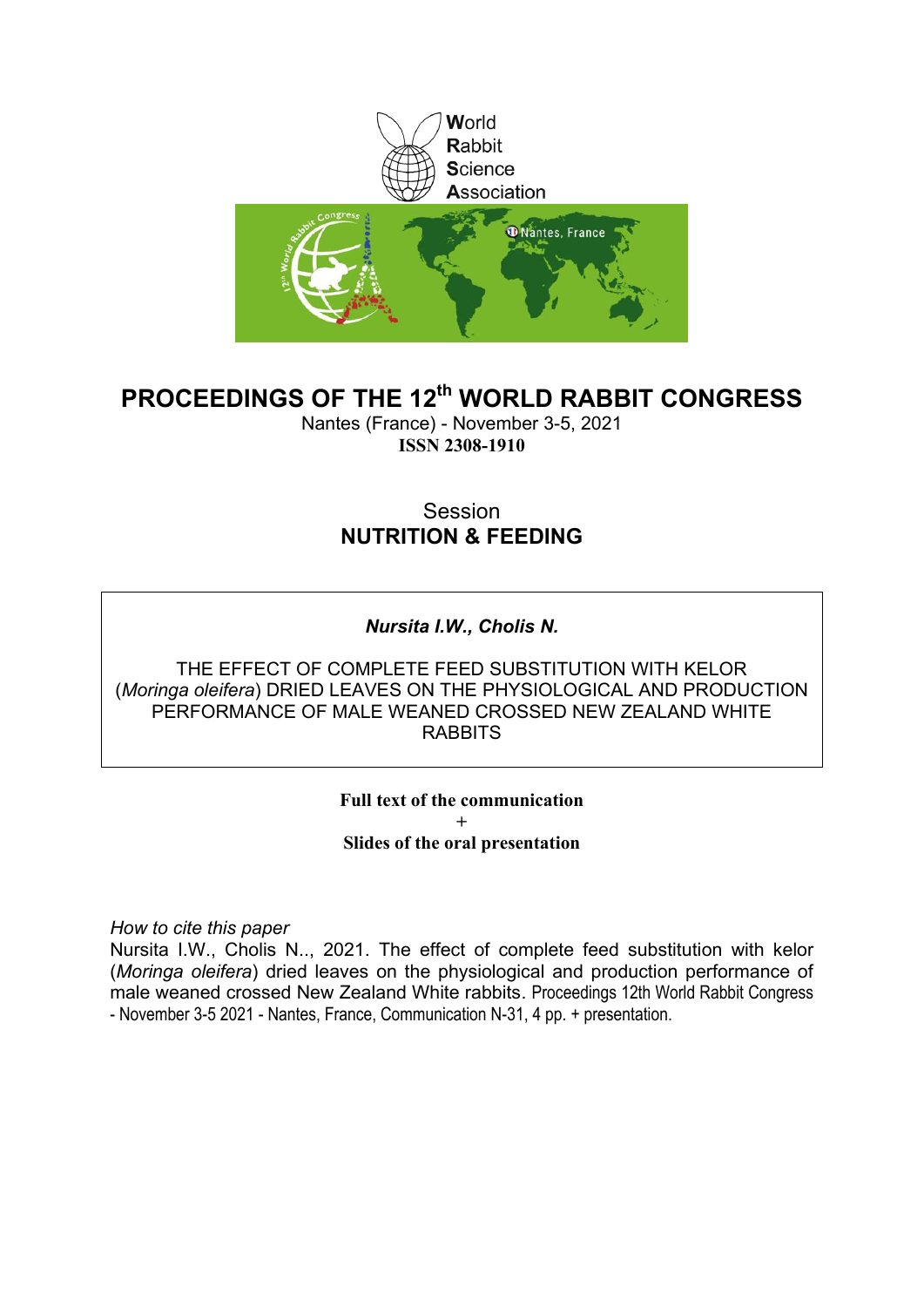World
Rabbit
Science
Association

# PROCEEDINGS OF THE 12th WORLD RABBIT CONGRESS

Nantes (France) - November 3-5, 2021
**ISSN 2308-1910**

Session
**NUTRITION & FEEDING**

***Nursita I.W., Cholis N.***

THE EFFECT OF COMPLETE FEED SUBSTITUTION WITH KELOR (*Moringa oleifera*) DRIED LEAVES ON THE PHYSIOLOGICAL AND PRODUCTION PERFORMANCE OF MALE WEANED CROSSED NEW ZEALAND WHITE RABBITS

**Full text of the communication**
**+**
**Slides of the oral presentation**

*How to cite this paper*
Nursita I.W., Cholis N.., 2021. The effect of complete feed substitution with kelor (*Moringa oleifera*) dried leaves on the physiological and production performance of male weaned crossed New Zealand White rabbits. Proceedings 12th World Rabbit Congress - November 3-5 2021 - Nantes, France, Communication N-31, 4 pp. + presentation.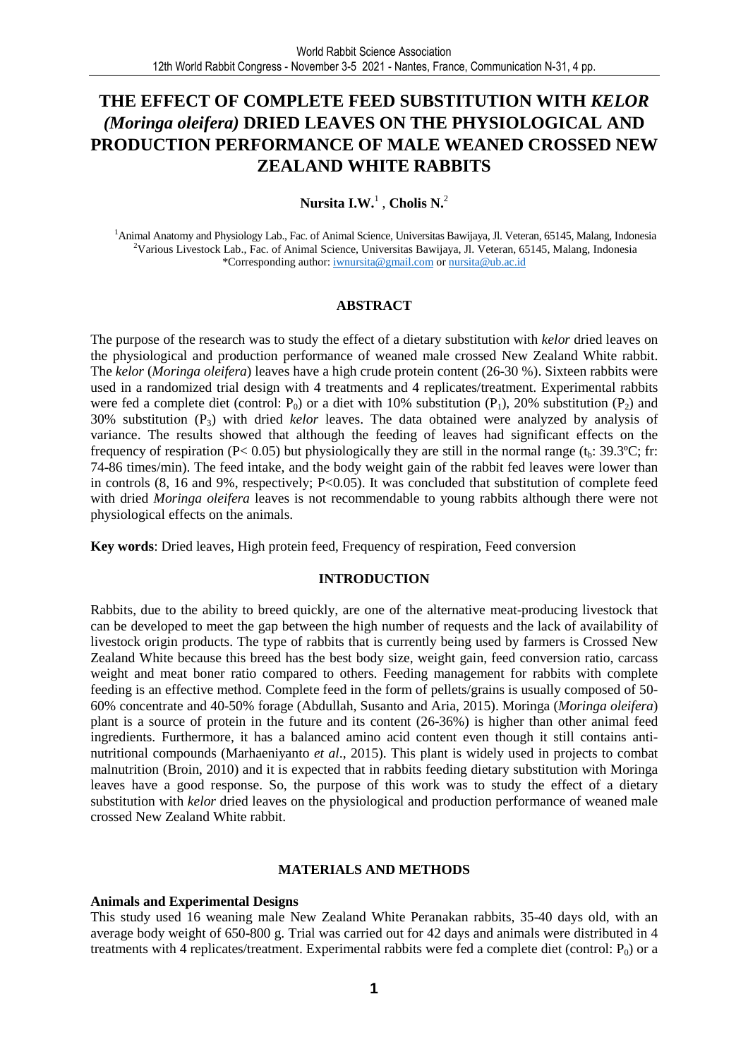# THE EFFECT OF COMPLETE FEED SUBSTITUTION WITH *KELOR (Moringa oleifera)* DRIED LEAVES ON THE PHYSIOLOGICAL AND PRODUCTION PERFORMANCE OF MALE WEANED CROSSED NEW ZEALAND WHITE RABBITS

**Nursita I.W.**[1] , **Cholis N.**[2]

[1]Animal Anatomy and Physiology Lab., Fac. of Animal Science, Universitas Bawijaya, Jl. Veteran, 65145, Malang, Indonesia
[2]Various Livestock Lab., Fac. of Animal Science, Universitas Bawijaya, Jl. Veteran, 65145, Malang, Indonesia
*Corresponding author: iwnursita@gmail.com or nursita@ub.ac.id

## ABSTRACT

The purpose of the research was to study the effect of a dietary substitution with *kelor* dried leaves on the physiological and production performance of weaned male crossed New Zealand White rabbit. The *kelor* (*Moringa oleifera*) leaves have a high crude protein content (26-30 %). Sixteen rabbits were used in a randomized trial design with 4 treatments and 4 replicates/treatment. Experimental rabbits were fed a complete diet (control: $P_0$) or a diet with 10% substitution ($P_1$), 20% substitution ($P_2$) and 30% substitution ($P_3$) with dried *kelor* leaves. The data obtained were analyzed by analysis of variance. The results showed that although the feeding of leaves had significant effects on the frequency of respiration ($P < 0.05$) but physiologically they are still in the normal range ($t_b$: 39.3ºC; fr: 74-86 times/min). The feed intake, and the body weight gain of the rabbit fed leaves were lower than in controls (8, 16 and 9%, respectively; $P<0.05$). It was concluded that substitution of complete feed with dried *Moringa oleifera* leaves is not recommendable to young rabbits although there were not physiological effects on the animals.

**Key words**: Dried leaves, High protein feed, Frequency of respiration, Feed conversion

## INTRODUCTION

Rabbits, due to the ability to breed quickly, are one of the alternative meat-producing livestock that can be developed to meet the gap between the high number of requests and the lack of availability of livestock origin products. The type of rabbits that is currently being used by farmers is Crossed New Zealand White because this breed has the best body size, weight gain, feed conversion ratio, carcass weight and meat boner ratio compared to others. Feeding management for rabbits with complete feeding is an effective method. Complete feed in the form of pellets/grains is usually composed of 50-60% concentrate and 40-50% forage (Abdullah, Susanto and Aria, 2015). Moringa (*Moringa oleifera*) plant is a source of protein in the future and its content (26-36%) is higher than other animal feed ingredients. Furthermore, it has a balanced amino acid content even though it still contains anti-nutritional compounds (Marhaeniyanto *et al*., 2015). This plant is widely used in projects to combat malnutrition (Broin, 2010) and it is expected that in rabbits feeding dietary substitution with Moringa leaves have a good response. So, the purpose of this work was to study the effect of a dietary substitution with *kelor* dried leaves on the physiological and production performance of weaned male crossed New Zealand White rabbit.

## MATERIALS AND METHODS

### Animals and Experimental Designs

This study used 16 weaning male New Zealand White Peranakan rabbits, 35-40 days old, with an average body weight of 650-800 g. Trial was carried out for 42 days and animals were distributed in 4 treatments with 4 replicates/treatment. Experimental rabbits were fed a complete diet (control: $P_0$) or a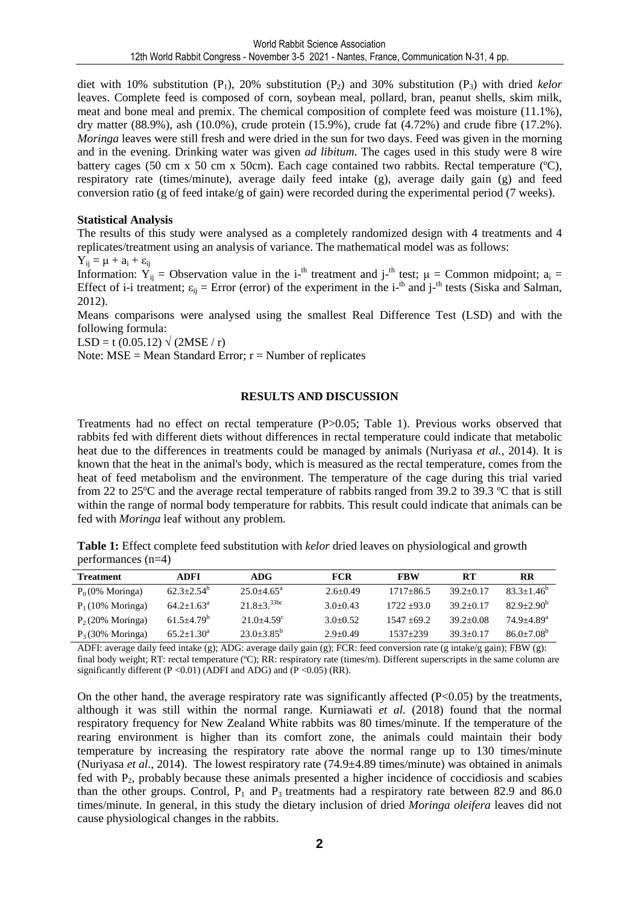diet with 10% substitution ($P_1$), 20% substitution ($P_2$) and 30% substitution ($P_3$) with dried *kelor* leaves. Complete feed is composed of corn, soybean meal, pollard, bran, peanut shells, skim milk, meat and bone meal and premix. The chemical composition of complete feed was moisture (11.1%), dry matter (88.9%), ash (10.0%), crude protein (15.9%), crude fat (4.72%) and crude fibre (17.2%). *Moringa* leaves were still fresh and were dried in the sun for two days. Feed was given in the morning and in the evening. Drinking water was given *ad libitum*. The cages used in this study were 8 wire battery cages (50 cm x 50 cm x 50cm). Each cage contained two rabbits. Rectal temperature (ºC), respiratory rate (times/minute), average daily feed intake (g), average daily gain (g) and feed conversion ratio (g of feed intake/g of gain) were recorded during the experimental period (7 weeks).

**Statistical Analysis**

The results of this study were analysed as a completely randomized design with 4 treatments and 4 replicates/treatment using an analysis of variance. The mathematical model was as follows:

$Y_{ij} = \mu + a_i + \varepsilon_{ij}$

Information: $Y_{ij}$ = Observation value in the i-$^{th}$ treatment and j-$^{th}$ test; $\mu$ = Common midpoint; $a_i$ = Effect of i-i treatment; $\varepsilon_{ij}$ = Error (error) of the experiment in the i-$^{th}$ and j-$^{th}$ tests (Siska and Salman, 2012).

Means comparisons were analysed using the smallest Real Difference Test (LSD) and with the following formula:

LSD = t (0.05.12) $\sqrt{(2MSE / r)}$

Note: MSE = Mean Standard Error; r = Number of replicates

## RESULTS AND DISCUSSION

Treatments had no effect on rectal temperature ($P>0.05$; Table 1). Previous works observed that rabbits fed with different diets without differences in rectal temperature could indicate that metabolic heat due to the differences in treatments could be managed by animals (Nuriyasa *et al.*, 2014). It is known that the heat in the animal's body, which is measured as the rectal temperature, comes from the heat of feed metabolism and the environment. The temperature of the cage during this trial varied from 22 to 25ºC and the average rectal temperature of rabbits ranged from 39.2 to 39.3 ºC that is still within the range of normal body temperature for rabbits. This result could indicate that animals can be fed with *Moringa* leaf without any problem.

**Table 1:** Effect complete feed substitution with *kelor* dried leaves on physiological and growth performances (n=4)

| Treatment | ADFI | ADG | FCR | FBW | RT | RR |
|---|---|---|---|---|---|---|
| $P_0$ (0% Moringa) | $62.3\pm2.54^b$ | $25.0\pm4.65^a$ | $2.6\pm0.49$ | $1717\pm86.5$ | $39.2\pm0.17$ | $83.3\pm1.46^b$ |
| $P_1$ (10% Moringa) | $64.2\pm1.63^a$ | $21.8\pm3.^{33bc}$ | $3.0\pm0.43$ | $1722\pm93.0$ | $39.2\pm0.17$ | $82.9\pm2.90^b$ |
| $P_2$ (20% Moringa) | $61.5\pm4.79^b$ | $21.0\pm4.59^c$ | $3.0\pm0.52$ | $1547\pm69.2$ | $39.2\pm0.08$ | $74.9\pm4.89^a$ |
| $P_3$ (30% Moringa) | $65.2\pm1.30^a$ | $23.0\pm3.85^b$ | $2.9\pm0.49$ | $1537\pm239$ | $39.3\pm0.17$ | $86.0\pm7.08^b$ |

ADFI: average daily feed intake (g); ADG: average daily gain (g); FCR: feed conversion rate (g intake/g gain); FBW (g): final body weight; RT: rectal temperature (ºC); RR: respiratory rate (times/m). Different superscripts in the same column are significantly different ($P<0.01$) (ADFI and ADG) and ($P<0.05$) (RR).

On the other hand, the average respiratory rate was significantly affected ($P<0.05$) by the treatments, although it was still within the normal range. Kurniawati *et al.* (2018) found that the normal respiratory frequency for New Zealand White rabbits was 80 times/minute. If the temperature of the rearing environment is higher than its comfort zone, the animals could maintain their body temperature by increasing the respiratory rate above the normal range up to 130 times/minute (Nuriyasa *et al*., 2014). The lowest respiratory rate (74.9±4.89 times/minute) was obtained in animals fed with $P_2$, probably because these animals presented a higher incidence of coccidiosis and scabies than the other groups. Control, $P_1$ and $P_3$ treatments had a respiratory rate between 82.9 and 86.0 times/minute. In general, in this study the dietary inclusion of dried *Moringa oleifera* leaves did not cause physiological changes in the rabbits.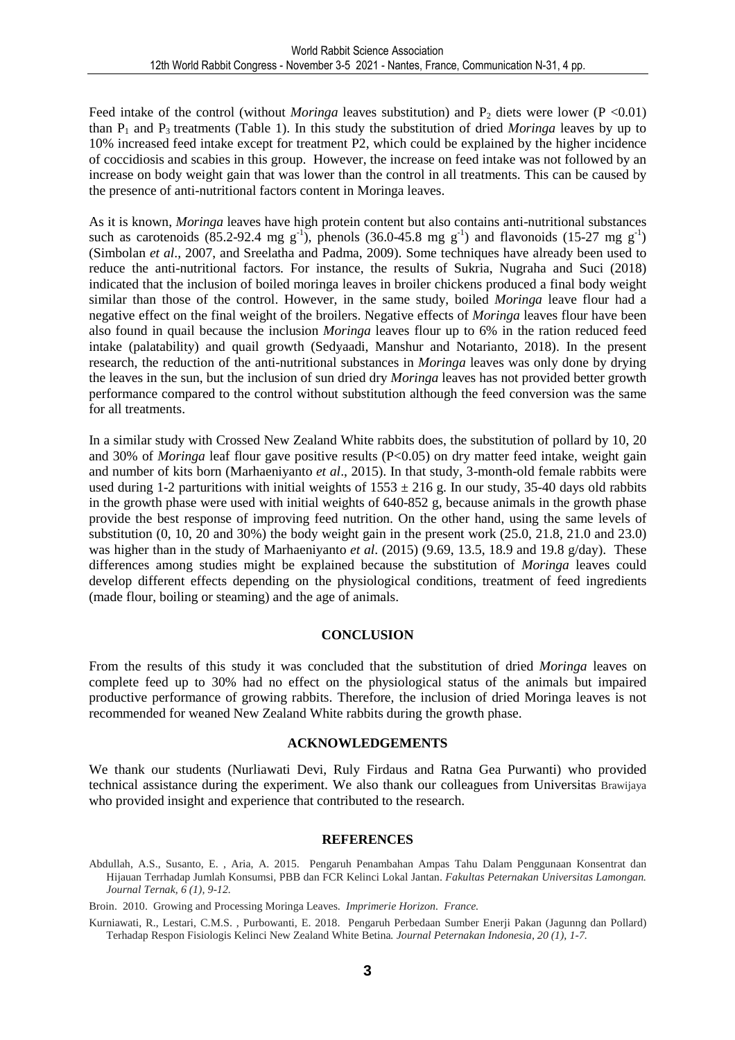Feed intake of the control (without *Moringa* leaves substitution) and $P_2$ diets were lower ($P < 0.01$) than $P_1$ and $P_3$ treatments (Table 1). In this study the substitution of dried *Moringa* leaves by up to 10% increased feed intake except for treatment P2, which could be explained by the higher incidence of coccidiosis and scabies in this group. However, the increase on feed intake was not followed by an increase on body weight gain that was lower than the control in all treatments. This can be caused by the presence of anti-nutritional factors content in Moringa leaves.

As it is known, *Moringa* leaves have high protein content but also contains anti-nutritional substances such as carotenoids (85.2-92.4 mg $g^{-1}$), phenols (36.0-45.8 mg $g^{-1}$) and flavonoids (15-27 mg $g^{-1}$) (Simbolan *et al*., 2007, and Sreelatha and Padma, 2009). Some techniques have already been used to reduce the anti-nutritional factors. For instance, the results of Sukria, Nugraha and Suci (2018) indicated that the inclusion of boiled moringa leaves in broiler chickens produced a final body weight similar than those of the control. However, in the same study, boiled *Moringa* leave flour had a negative effect on the final weight of the broilers. Negative effects of *Moringa* leaves flour have been also found in quail because the inclusion *Moringa* leaves flour up to 6% in the ration reduced feed intake (palatability) and quail growth (Sedyaadi, Manshur and Notarianto, 2018). In the present research, the reduction of the anti-nutritional substances in *Moringa* leaves was only done by drying the leaves in the sun, but the inclusion of sun dried dry *Moringa* leaves has not provided better growth performance compared to the control without substitution although the feed conversion was the same for all treatments.

In a similar study with Crossed New Zealand White rabbits does, the substitution of pollard by 10, 20 and 30% of *Moringa* leaf flour gave positive results ($P<0.05$) on dry matter feed intake, weight gain and number of kits born (Marhaeniyanto *et al*., 2015). In that study, 3-month-old female rabbits were used during 1-2 parturitions with initial weights of $1553 \pm 216$ g. In our study, 35-40 days old rabbits in the growth phase were used with initial weights of 640-852 g, because animals in the growth phase provide the best response of improving feed nutrition. On the other hand, using the same levels of substitution (0, 10, 20 and 30%) the body weight gain in the present work (25.0, 21.8, 21.0 and 23.0) was higher than in the study of Marhaeniyanto *et al*. (2015) (9.69, 13.5, 18.9 and 19.8 g/day). These differences among studies might be explained because the substitution of *Moringa* leaves could develop different effects depending on the physiological conditions, treatment of feed ingredients (made flour, boiling or steaming) and the age of animals.

## CONCLUSION

From the results of this study it was concluded that the substitution of dried *Moringa* leaves on complete feed up to 30% had no effect on the physiological status of the animals but impaired productive performance of growing rabbits. Therefore, the inclusion of dried Moringa leaves is not recommended for weaned New Zealand White rabbits during the growth phase.

## ACKNOWLEDGEMENTS

We thank our students (Nurliawati Devi, Ruly Firdaus and Ratna Gea Purwanti) who provided technical assistance during the experiment. We also thank our colleagues from Universitas Brawijaya who provided insight and experience that contributed to the research.

## REFERENCES

Abdullah, A.S., Susanto, E. , Aria, A. 2015. Pengaruh Penambahan Ampas Tahu Dalam Penggunaan Konsentrat dan Hijauan Terrhadap Jumlah Konsumsi, PBB dan FCR Kelinci Lokal Jantan. *Fakultas Peternakan Universitas Lamongan. Journal Ternak, 6 (1), 9-12.*

Broin. 2010. Growing and Processing Moringa Leaves. *Imprimerie Horizon. France.*

Kurniawati, R., Lestari, C.M.S. , Purbowanti, E. 2018. Pengaruh Perbedaan Sumber Enerji Pakan (Jagunng dan Pollard) Terhadap Respon Fisiologis Kelinci New Zealand White Betina*. Journal Peternakan Indonesia, 20 (1), 1-7.*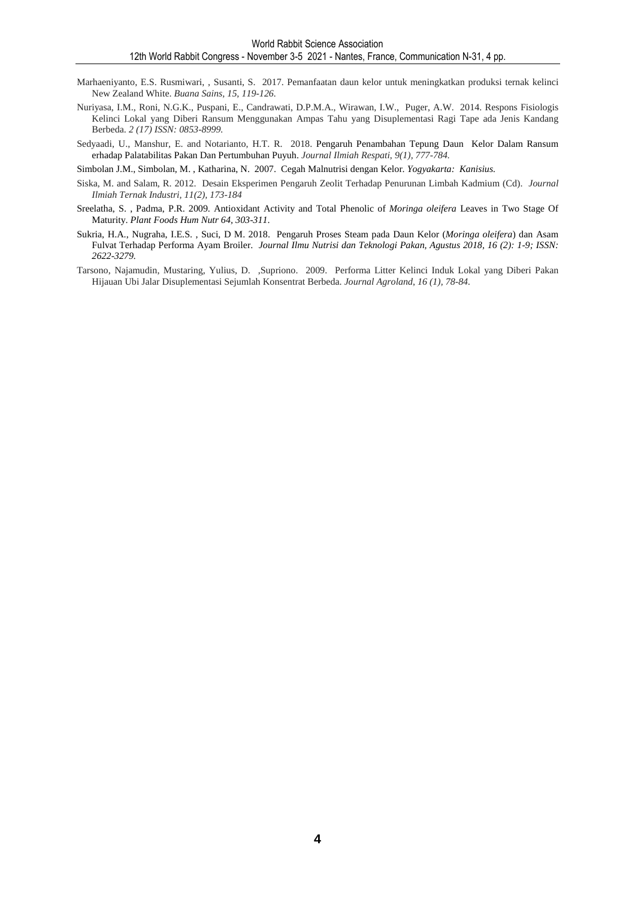Marhaeniyanto, E.S. Rusmiwari, , Susanti, S. 2017. Pemanfaatan daun kelor untuk meningkatkan produksi ternak kelinci New Zealand White. *Buana Sains, 15, 119-126.*

Nuriyasa, I.M., Roni, N.G.K., Puspani, E., Candrawati, D.P.M.A., Wirawan, I.W., Puger, A.W. 2014. Respons Fisiologis Kelinci Lokal yang Diberi Ransum Menggunakan Ampas Tahu yang Disuplementasi Ragi Tape ada Jenis Kandang Berbeda. *2 (17) ISSN: 0853-8999.*

Sedyaadi, U., Manshur, E. and Notarianto, H.T. R. 2018. Pengaruh Penambahan Tepung Daun Kelor Dalam Ransum erhadap Palatabilitas Pakan Dan Pertumbuhan Puyuh. *Journal Ilmiah Respati, 9(1), 777-784.*

Simbolan J.M., Simbolan, M. , Katharina, N. 2007. Cegah Malnutrisi dengan Kelor. *Yogyakarta: Kanisius.*

Siska, M. and Salam, R. 2012. Desain Eksperimen Pengaruh Zeolit Terhadap Penurunan Limbah Kadmium (Cd). *Journal Ilmiah Ternak Industri, 11(2), 173-184*

Sreelatha, S. , Padma, P.R. 2009. Antioxidant Activity and Total Phenolic of *Moringa oleifera* Leaves in Two Stage Of Maturity. *Plant Foods Hum Nutr 64, 303-311*.

Sukria, H.A., Nugraha, I.E.S. , Suci, D M. 2018. Pengaruh Proses Steam pada Daun Kelor (*Moringa oleifera*) dan Asam Fulvat Terhadap Performa Ayam Broiler. *Journal Ilmu Nutrisi dan Teknologi Pakan, Agustus 2018, 16 (2): 1-9; ISSN: 2622-3279.*

Tarsono, Najamudin, Mustaring, Yulius, D. ,Supriono. 2009. Performa Litter Kelinci Induk Lokal yang Diberi Pakan Hijauan Ubi Jalar Disuplementasi Sejumlah Konsentrat Berbeda. *Journal Agroland, 16 (1), 78-84*.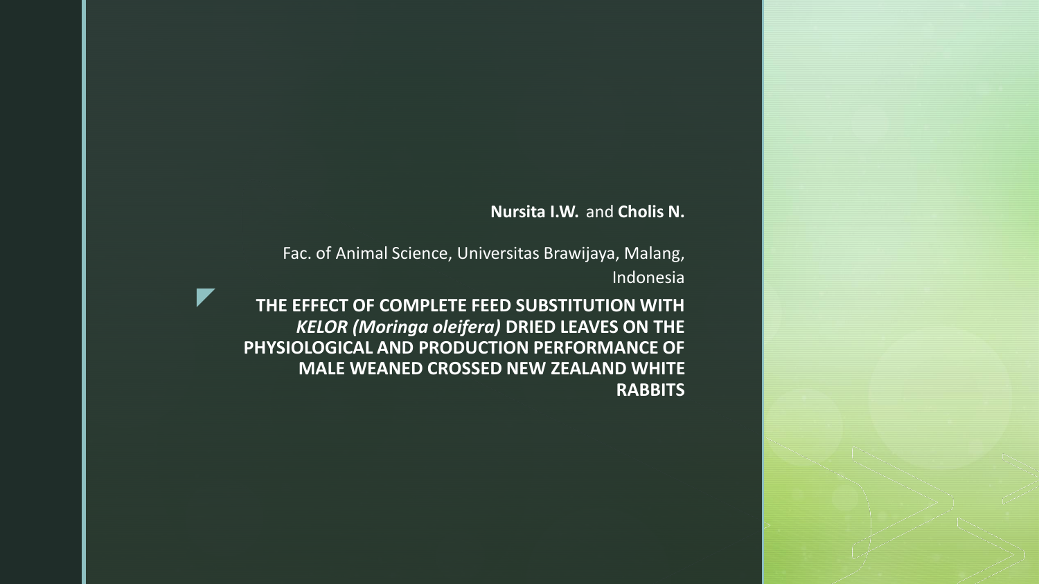**Nursita I.W.** and **Cholis N.**

Fac. of Animal Science, Universitas Brawijaya, Malang, Indonesia

# THE EFFECT OF COMPLETE FEED SUBSTITUTION WITH *KELOR (Moringa oleifera)* DRIED LEAVES ON THE PHYSIOLOGICAL AND PRODUCTION PERFORMANCE OF MALE WEANED CROSSED NEW ZEALAND WHITE RABBITS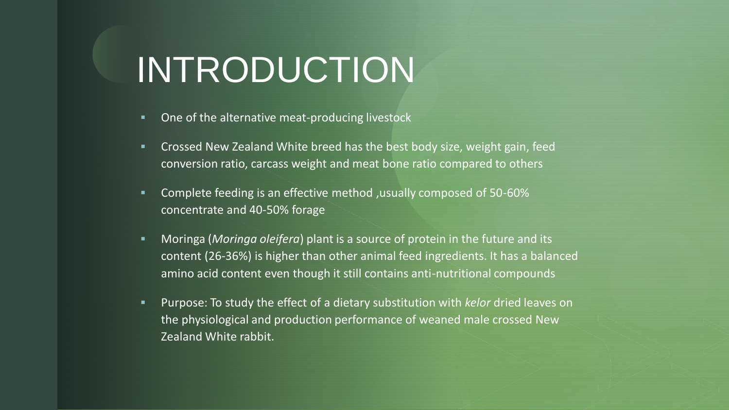# INTRODUCTION

- One of the alternative meat-producing livestock
- Crossed New Zealand White breed has the best body size, weight gain, feed conversion ratio, carcass weight and meat bone ratio compared to others
- Complete feeding is an effective method ,usually composed of 50-60% concentrate and 40-50% forage
- Moringa (*Moringa oleifera*) plant is a source of protein in the future and its content (26-36%) is higher than other animal feed ingredients. It has a balanced amino acid content even though it still contains anti-nutritional compounds
- Purpose: To study the effect of a dietary substitution with *kelor* dried leaves on the physiological and production performance of weaned male crossed New Zealand White rabbit.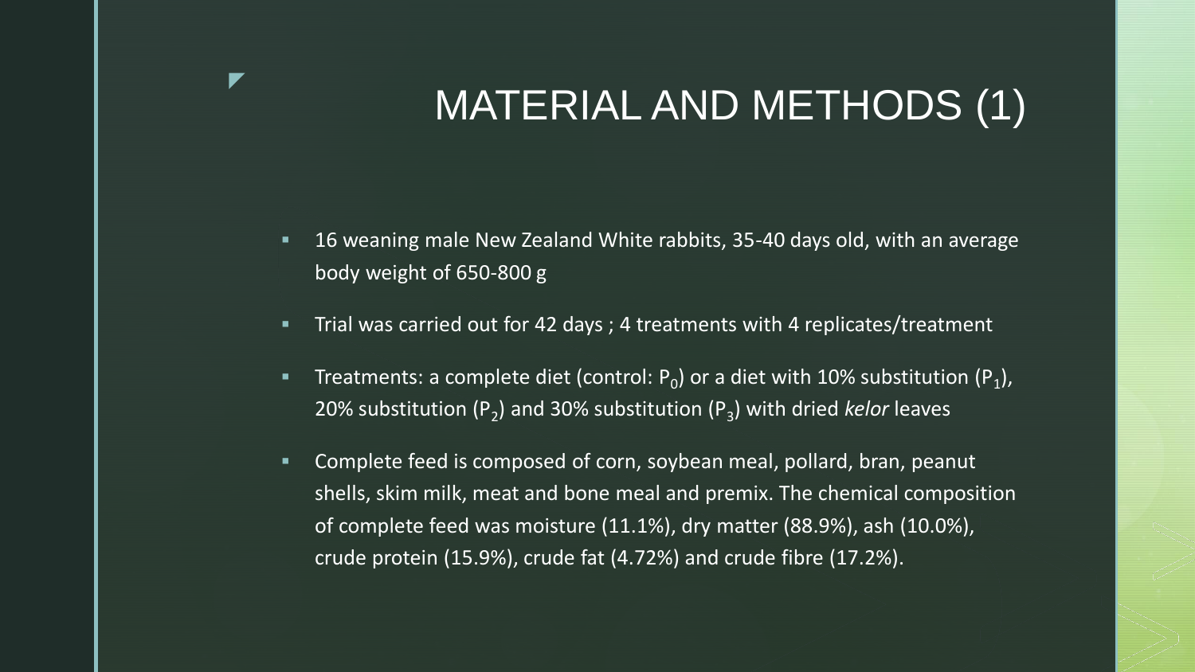# MATERIAL AND METHODS (1)

- 16 weaning male New Zealand White rabbits, 35-40 days old, with an average body weight of 650-800 g
- Trial was carried out for 42 days ; 4 treatments with 4 replicates/treatment
- Treatments: a complete diet (control: $P_0$) or a diet with 10% substitution ($P_1$), 20% substitution ($P_2$) and 30% substitution ($P_3$) with dried *kelor* leaves
- Complete feed is composed of corn, soybean meal, pollard, bran, peanut shells, skim milk, meat and bone meal and premix. The chemical composition of complete feed was moisture (11.1%), dry matter (88.9%), ash (10.0%), crude protein (15.9%), crude fat (4.72%) and crude fibre (17.2%).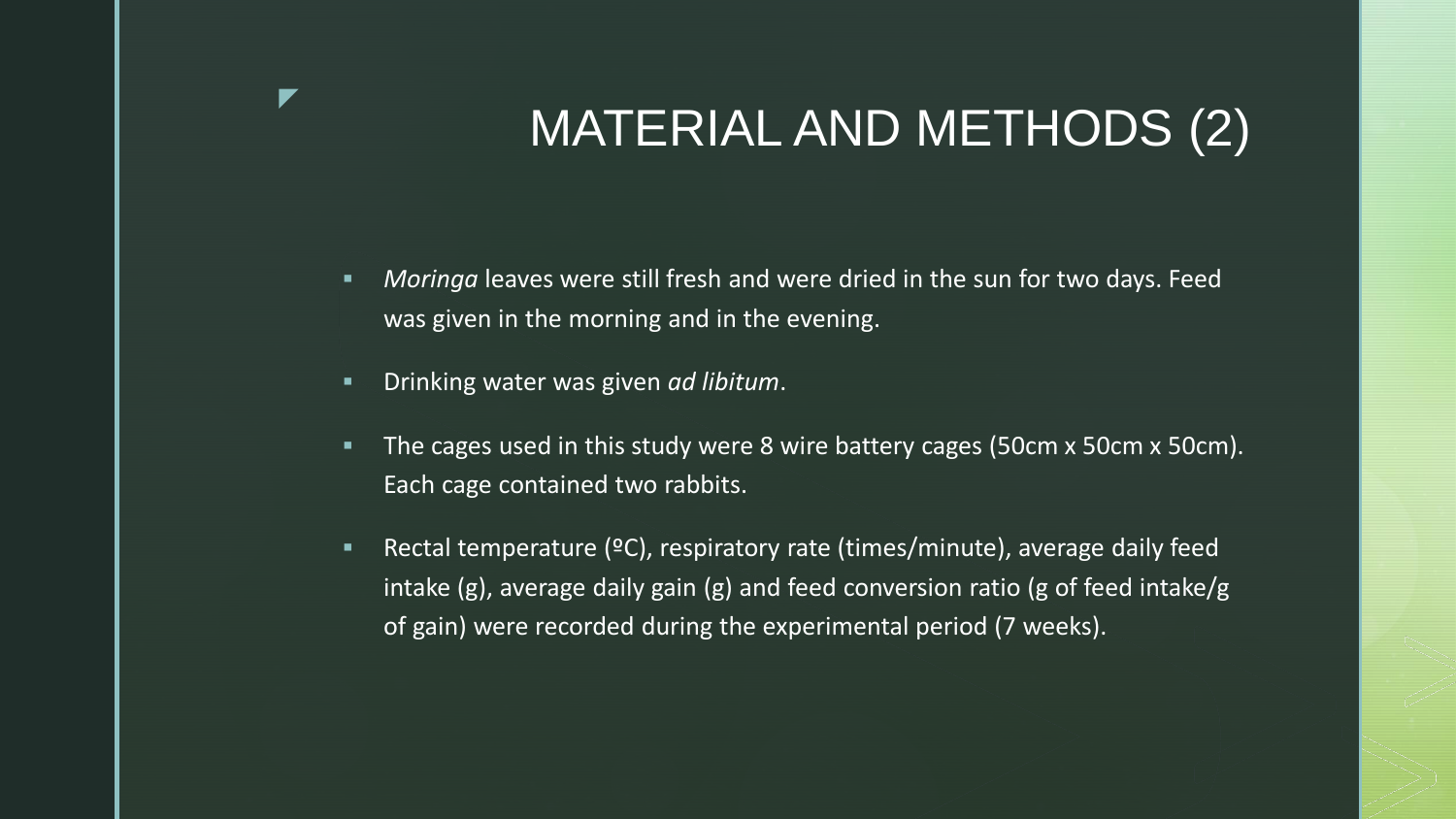# MATERIAL AND METHODS (2)

- *Moringa* leaves were still fresh and were dried in the sun for two days. Feed was given in the morning and in the evening.
- Drinking water was given *ad libitum*.
- The cages used in this study were 8 wire battery cages (50cm x 50cm x 50cm). Each cage contained two rabbits.
- Rectal temperature (ºC), respiratory rate (times/minute), average daily feed intake (g), average daily gain (g) and feed conversion ratio (g of feed intake/g of gain) were recorded during the experimental period (7 weeks).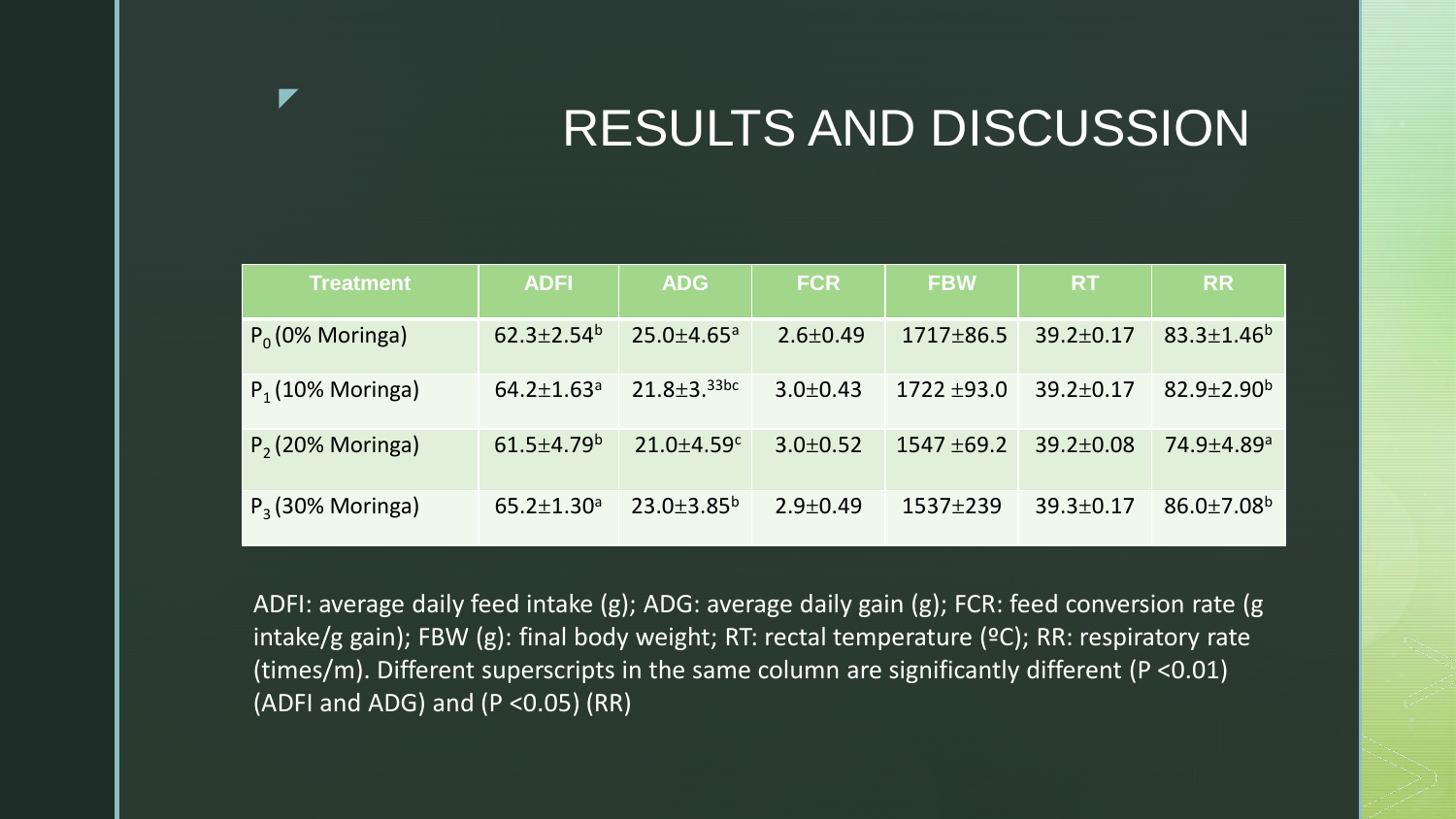# RESULTS AND DISCUSSION

| Treatment | ADFI | ADG | FCR | FBW | RT | RR |
|---|---|---|---|---|---|---|
| $P_0$ (0% Moringa) | 62.3±2.54$^b$ | 25.0±4.65$^a$ | 2.6±0.49 | 1717±86.5 | 39.2±0.17 | 83.3±1.46$^b$ |
| $P_1$ (10% Moringa) | 64.2±1.63$^a$ | 21.8±3.$^{33bc}$ | 3.0±0.43 | 1722 ±93.0 | 39.2±0.17 | 82.9±2.90$^b$ |
| $P_2$ (20% Moringa) | 61.5±4.79$^b$ | 21.0±4.59$^c$ | 3.0±0.52 | 1547 ±69.2 | 39.2±0.08 | 74.9±4.89$^a$ |
| $P_3$ (30% Moringa) | 65.2±1.30$^a$ | 23.0±3.85$^b$ | 2.9±0.49 | 1537±239 | 39.3±0.17 | 86.0±7.08$^b$ |

ADFI: average daily feed intake (g); ADG: average daily gain (g); FCR: feed conversion rate (g intake/g gain); FBW (g): final body weight; RT: rectal temperature (ºC); RR: respiratory rate (times/m). Different superscripts in the same column are significantly different ($P < 0.01$) (ADFI and ADG) and ($P < 0.05$) (RR)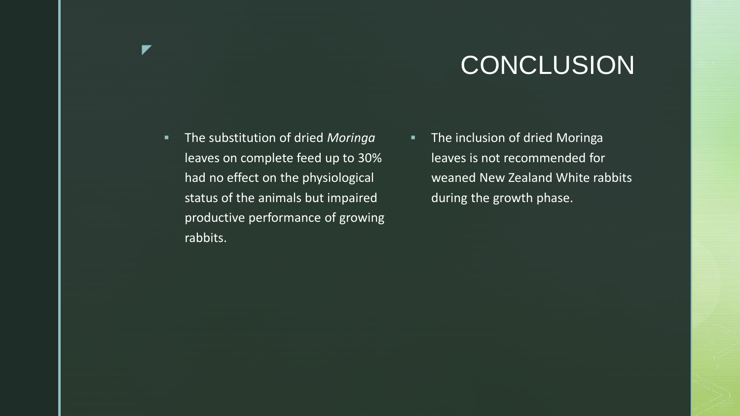# CONCLUSION

- The substitution of dried *Moringa* leaves on complete feed up to 30% had no effect on the physiological status of the animals but impaired productive performance of growing rabbits.
- The inclusion of dried Moringa leaves is not recommended for weaned New Zealand White rabbits during the growth phase.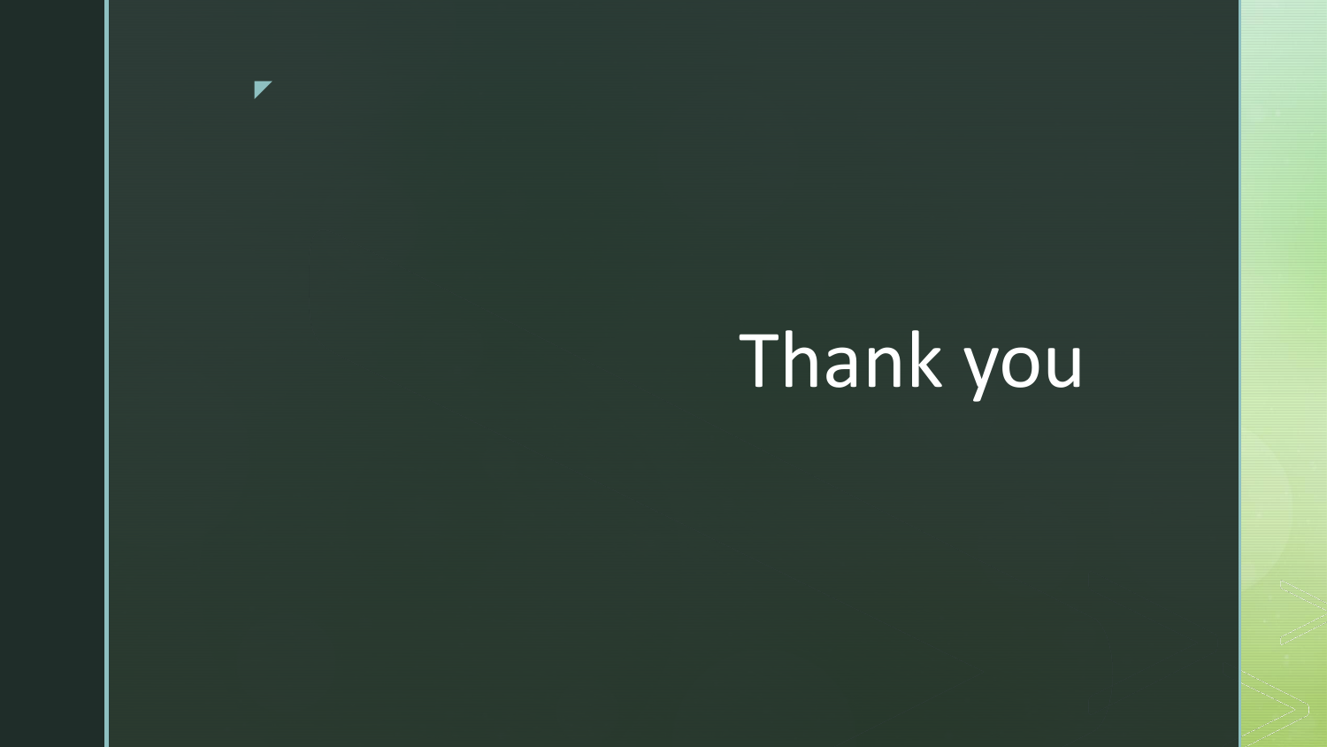# Thank you